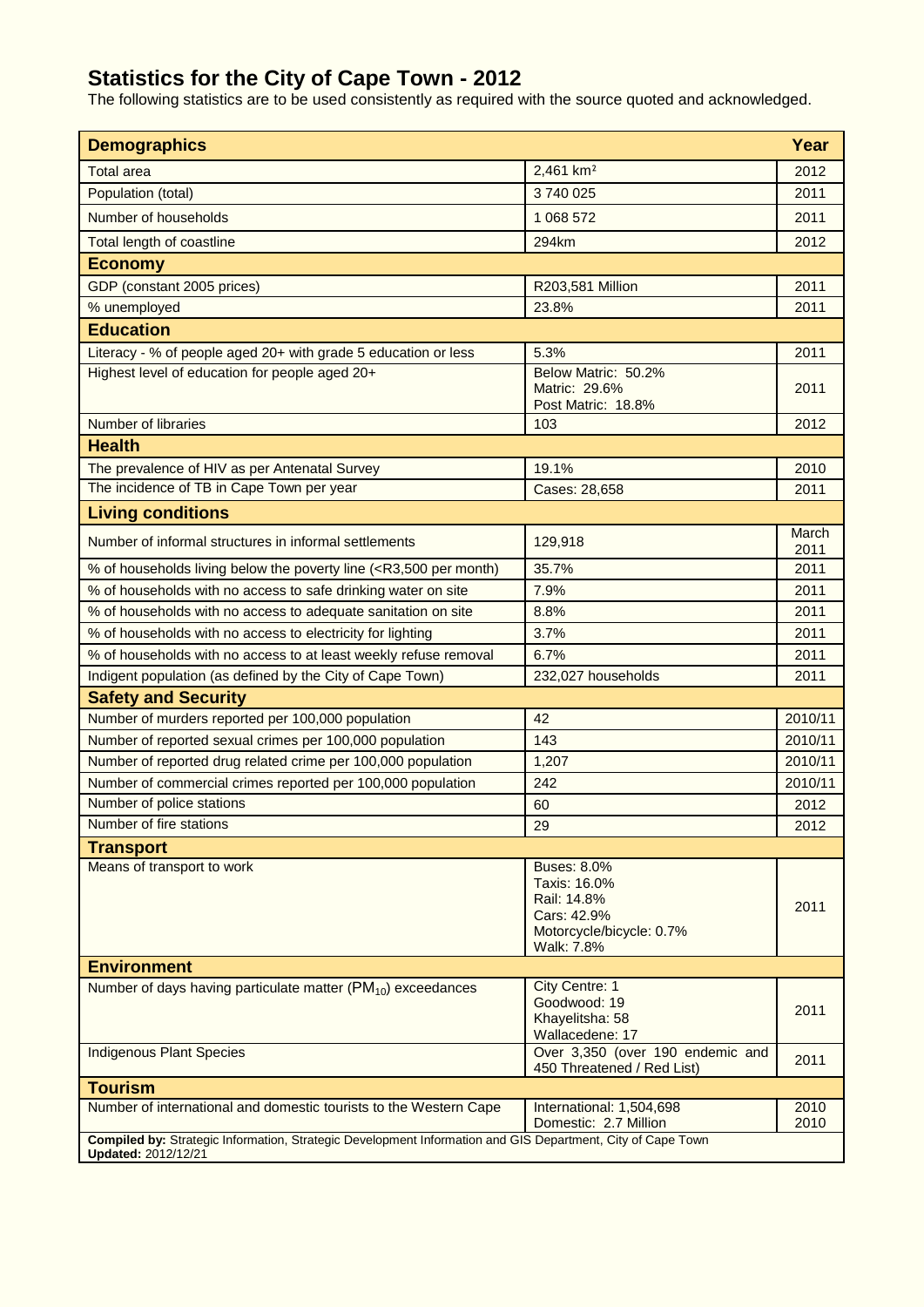# Statistics for the City of Cape Town - 2012

The following statistics are to be used consistently as required with the source quoted and acknowledged.

| **Demographics** | | **Year** |
|---|---|---|
| Total area | 2,461 km² | 2012 |
| Population (total) | 3 740 025 | 2011 |
| Number of households | 1 068 572 | 2011 |
| Total length of coastline | 294km | 2012 |
| **Economy** | | |
| GDP (constant 2005 prices) | R203,581 Million | 2011 |
| % unemployed | 23.8% | 2011 |
| **Education** | | |
| Literacy - % of people aged 20+ with grade 5 education or less | 5.3% | 2011 |
| Highest level of education for people aged 20+ | Below Matric: 50.2%<br>Matric: 29.6%<br>Post Matric: 18.8% | 2011 |
| Number of libraries | 103 | 2012 |
| **Health** | | |
| The prevalence of HIV as per Antenatal Survey | 19.1% | 2010 |
| The incidence of TB in Cape Town per year | Cases: 28,658 | 2011 |
| **Living conditions** | | |
| Number of informal structures in informal settlements | 129,918 | March 2011 |
| % of households living below the poverty line (<R3,500 per month) | 35.7% | 2011 |
| % of households with no access to safe drinking water on site | 7.9% | 2011 |
| % of households with no access to adequate sanitation on site | 8.8% | 2011 |
| % of households with no access to electricity for lighting | 3.7% | 2011 |
| % of households with no access to at least weekly refuse removal | 6.7% | 2011 |
| Indigent population (as defined by the City of Cape Town) | 232,027 households | 2011 |
| **Safety and Security** | | |
| Number of murders reported per 100,000 population | 42 | 2010/11 |
| Number of reported sexual crimes per 100,000 population | 143 | 2010/11 |
| Number of reported drug related crime per 100,000 population | 1,207 | 2010/11 |
| Number of commercial crimes reported per 100,000 population | 242 | 2010/11 |
| Number of police stations | 60 | 2012 |
| Number of fire stations | 29 | 2012 |
| **Transport** | | |
| Means of transport to work | Buses: 8.0%<br>Taxis: 16.0%<br>Rail: 14.8%<br>Cars: 42.9%<br>Motorcycle/bicycle: 0.7%<br>Walk: 7.8% | 2011 |
| **Environment** | | |
| Number of days having particulate matter ($PM_{10}$) exceedances | City Centre: 1<br>Goodwood: 19<br>Khayelitsha: 58<br>Wallacedene: 17 | 2011 |
| Indigenous Plant Species | Over 3,350 (over 190 endemic and 450 Threatened / Red List) | 2011 |
| **Tourism** | | |
| Number of international and domestic tourists to the Western Cape | International: 1,504,698<br>Domestic: 2.7 Million | 2010<br>2010 |

**Compiled by:** Strategic Information, Strategic Development Information and GIS Department, City of Cape Town
**Updated:** 2012/12/21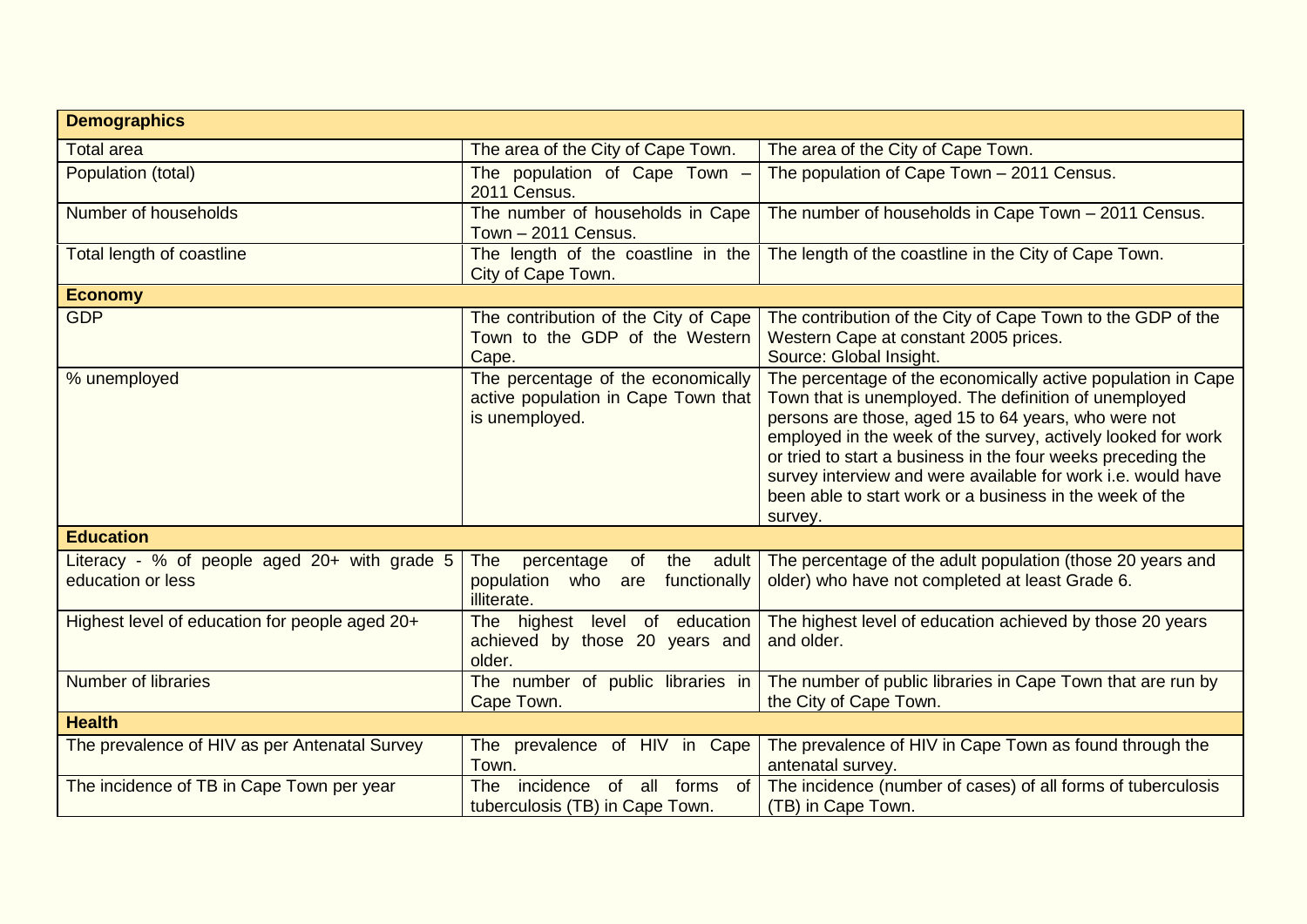| **Demographics** | | |
|---|---|---|
| Total area | The area of the City of Cape Town. | The area of the City of Cape Town. |
| Population (total) | The population of Cape Town – 2011 Census. | The population of Cape Town – 2011 Census. |
| Number of households | The number of households in Cape Town – 2011 Census. | The number of households in Cape Town – 2011 Census. |
| Total length of coastline | The length of the coastline in the City of Cape Town. | The length of the coastline in the City of Cape Town. |
| **Economy** | | |
| GDP | The contribution of the City of Cape Town to the GDP of the Western Cape. | The contribution of the City of Cape Town to the GDP of the Western Cape at constant 2005 prices. Source: Global Insight. |
| % unemployed | The percentage of the economically active population in Cape Town that is unemployed. | The percentage of the economically active population in Cape Town that is unemployed. The definition of unemployed persons are those, aged 15 to 64 years, who were not employed in the week of the survey, actively looked for work or tried to start a business in the four weeks preceding the survey interview and were available for work i.e. would have been able to start work or a business in the week of the survey. |
| **Education** | | |
| Literacy - % of people aged 20+ with grade 5 education or less | The percentage of the adult population who are functionally illiterate. | The percentage of the adult population (those 20 years and older) who have not completed at least Grade 6. |
| Highest level of education for people aged 20+ | The highest level of education achieved by those 20 years and older. | The highest level of education achieved by those 20 years and older. |
| Number of libraries | The number of public libraries in Cape Town. | The number of public libraries in Cape Town that are run by the City of Cape Town. |
| **Health** | | |
| The prevalence of HIV as per Antenatal Survey | The prevalence of HIV in Cape Town. | The prevalence of HIV in Cape Town as found through the antenatal survey. |
| The incidence of TB in Cape Town per year | The incidence of all forms of tuberculosis (TB) in Cape Town. | The incidence (number of cases) of all forms of tuberculosis (TB) in Cape Town. |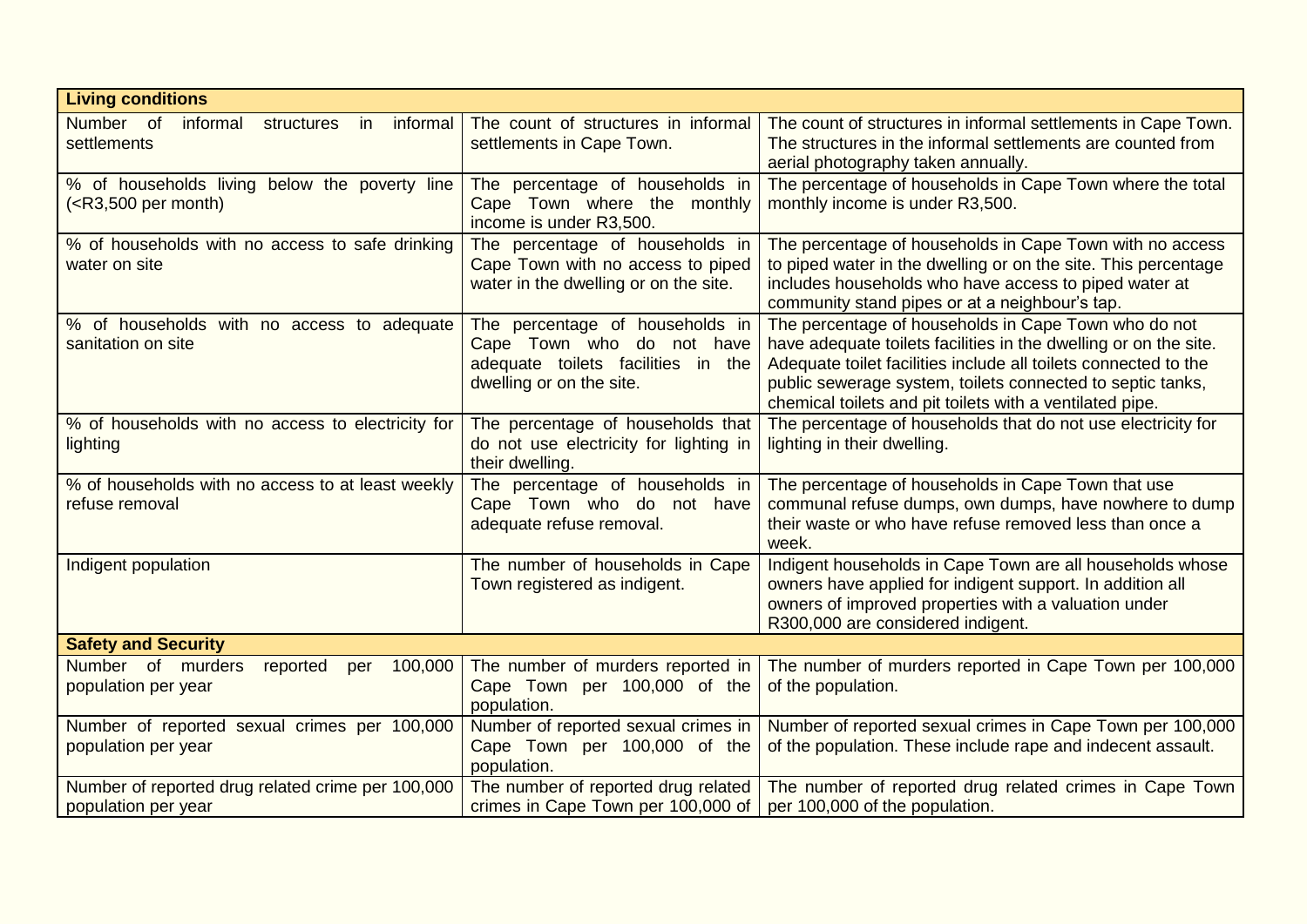| Living conditions | | |
|---|---|---|
| Number of informal structures in informal settlements | The count of structures in informal settlements in Cape Town. | The count of structures in informal settlements in Cape Town. The structures in the informal settlements are counted from aerial photography taken annually. |
| % of households living below the poverty line (<R3,500 per month) | The percentage of households in Cape Town where the monthly income is under R3,500. | The percentage of households in Cape Town where the total monthly income is under R3,500. |
| % of households with no access to safe drinking water on site | The percentage of households in Cape Town with no access to piped water in the dwelling or on the site. | The percentage of households in Cape Town with no access to piped water in the dwelling or on the site. This percentage includes households who have access to piped water at community stand pipes or at a neighbour's tap. |
| % of households with no access to adequate sanitation on site | The percentage of households in Cape Town who do not have adequate toilets facilities in the dwelling or on the site. | The percentage of households in Cape Town who do not have adequate toilets facilities in the dwelling or on the site. Adequate toilet facilities include all toilets connected to the public sewerage system, toilets connected to septic tanks, chemical toilets and pit toilets with a ventilated pipe. |
| % of households with no access to electricity for lighting | The percentage of households that do not use electricity for lighting in their dwelling. | The percentage of households that do not use electricity for lighting in their dwelling. |
| % of households with no access to at least weekly refuse removal | The percentage of households in Cape Town who do not have adequate refuse removal. | The percentage of households in Cape Town that use communal refuse dumps, own dumps, have nowhere to dump their waste or who have refuse removed less than once a week. |
| Indigent population | The number of households in Cape Town registered as indigent. | Indigent households in Cape Town are all households whose owners have applied for indigent support. In addition all owners of improved properties with a valuation under R300,000 are considered indigent. |
| **Safety and Security** | | |
| Number of murders reported per 100,000 population per year | The number of murders reported in Cape Town per 100,000 of the population. | The number of murders reported in Cape Town per 100,000 of the population. |
| Number of reported sexual crimes per 100,000 population per year | Number of reported sexual crimes in Cape Town per 100,000 of the population. | Number of reported sexual crimes in Cape Town per 100,000 of the population. These include rape and indecent assault. |
| Number of reported drug related crime per 100,000 population per year | The number of reported drug related crimes in Cape Town per 100,000 of | The number of reported drug related crimes in Cape Town per 100,000 of the population. |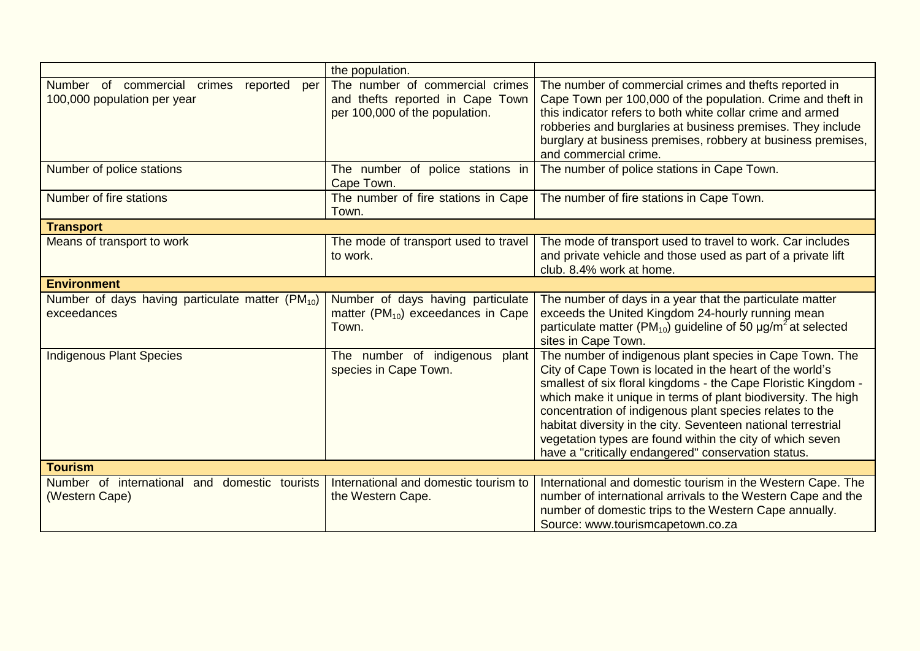| | | |
|---|---|---|
| | the population. | |
| Number of commercial crimes reported per 100,000 population per year | The number of commercial crimes and thefts reported in Cape Town per 100,000 of the population. | The number of commercial crimes and thefts reported in Cape Town per 100,000 of the population. Crime and theft in this indicator refers to both white collar crime and armed robberies and burglaries at business premises. They include burglary at business premises, robbery at business premises, and commercial crime. |
| Number of police stations | The number of police stations in Cape Town. | The number of police stations in Cape Town. |
| Number of fire stations | The number of fire stations in Cape Town. | The number of fire stations in Cape Town. |
| **Transport** | | |
| Means of transport to work | The mode of transport used to travel to work. | The mode of transport used to travel to work. Car includes and private vehicle and those used as part of a private lift club. 8.4% work at home. |
| **Environment** | | |
| Number of days having particulate matter ($PM_{10}$) exceedances | Number of days having particulate matter ($PM_{10}$) exceedances in Cape Town. | The number of days in a year that the particulate matter exceeds the United Kingdom 24-hourly running mean particulate matter ($PM_{10}$) guideline of 50 µg/$m^2$ at selected sites in Cape Town. |
| Indigenous Plant Species | The number of indigenous plant species in Cape Town. | The number of indigenous plant species in Cape Town. The City of Cape Town is located in the heart of the world's smallest of six floral kingdoms - the Cape Floristic Kingdom - which make it unique in terms of plant biodiversity. The high concentration of indigenous plant species relates to the habitat diversity in the city. Seventeen national terrestrial vegetation types are found within the city of which seven have a "critically endangered" conservation status. |
| **Tourism** | | |
| Number of international and domestic tourists (Western Cape) | International and domestic tourism to the Western Cape. | International and domestic tourism in the Western Cape. The number of international arrivals to the Western Cape and the number of domestic trips to the Western Cape annually. Source: www.tourismcapetown.co.za |